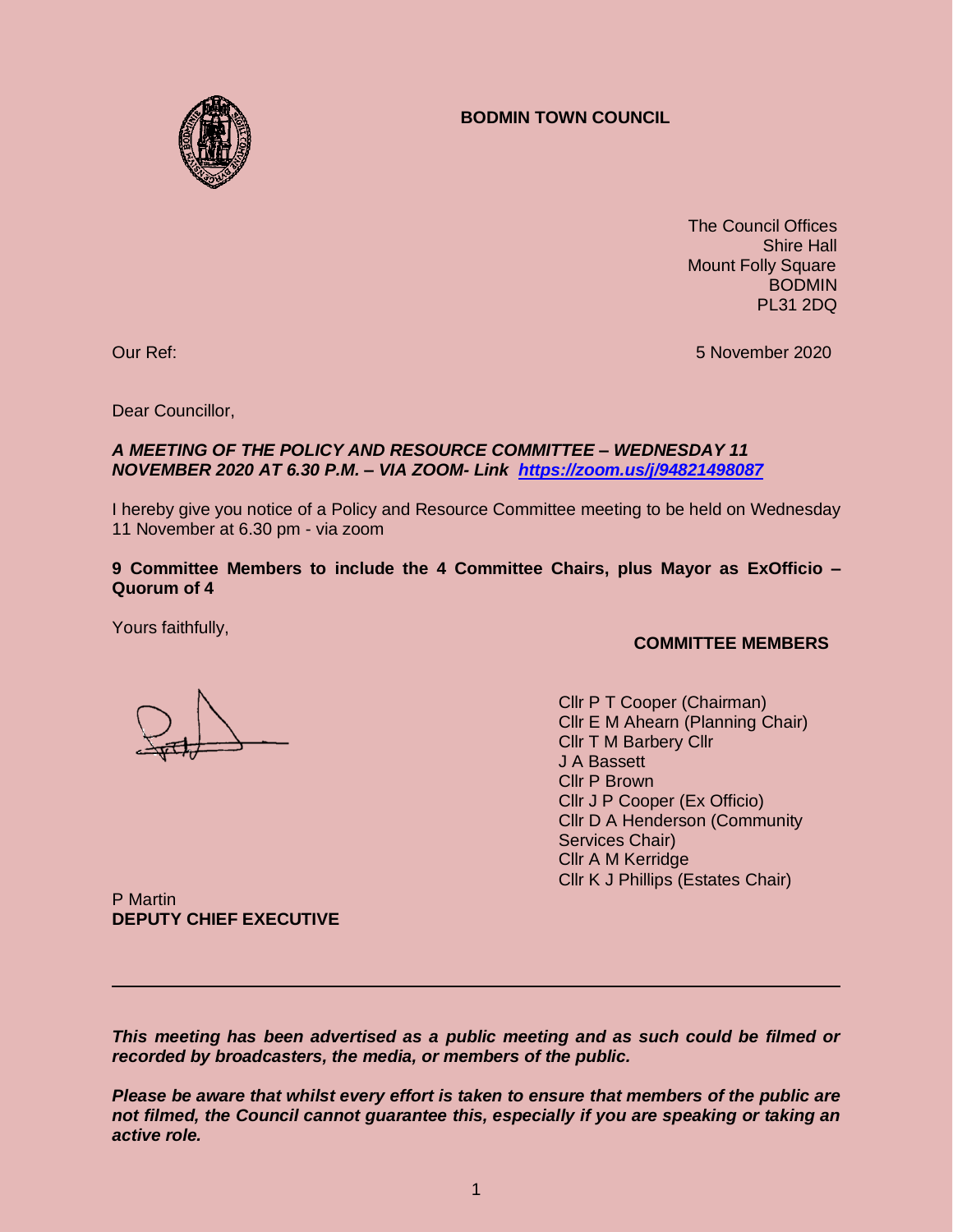**BODMIN TOWN COUNCIL**

The Council Offices
Shire Hall
Mount Folly Square
BODMIN
PL31 2DQ

Our Ref: 5 November 2020

Dear Councillor,

***A MEETING OF THE POLICY AND RESOURCE COMMITTEE – WEDNESDAY 11 NOVEMBER 2020 AT 6.30 P.M. – VIA ZOOM- Link [https://zoom.us/j/94821498087](https://zoom.us/j/94821498087)***

I hereby give you notice of a Policy and Resource Committee meeting to be held on Wednesday 11 November at 6.30 pm - via zoom

**9 Committee Members to include the 4 Committee Chairs, plus Mayor as ExOfficio – Quorum of 4**

Yours faithfully,

P Martin
**DEPUTY CHIEF EXECUTIVE**

**COMMITTEE MEMBERS**

Cllr P T Cooper (Chairman)
Cllr E M Ahearn (Planning Chair)
Cllr T M Barbery Cllr
J A Bassett
Cllr P Brown
Cllr J P Cooper (Ex Officio)
Cllr D A Henderson (Community Services Chair)
Cllr A M Kerridge
Cllr K J Phillips (Estates Chair)

---

***This meeting has been advertised as a public meeting and as such could be filmed or recorded by broadcasters, the media, or members of the public.***

***Please be aware that whilst every effort is taken to ensure that members of the public are not filmed, the Council cannot guarantee this, especially if you are speaking or taking an active role.***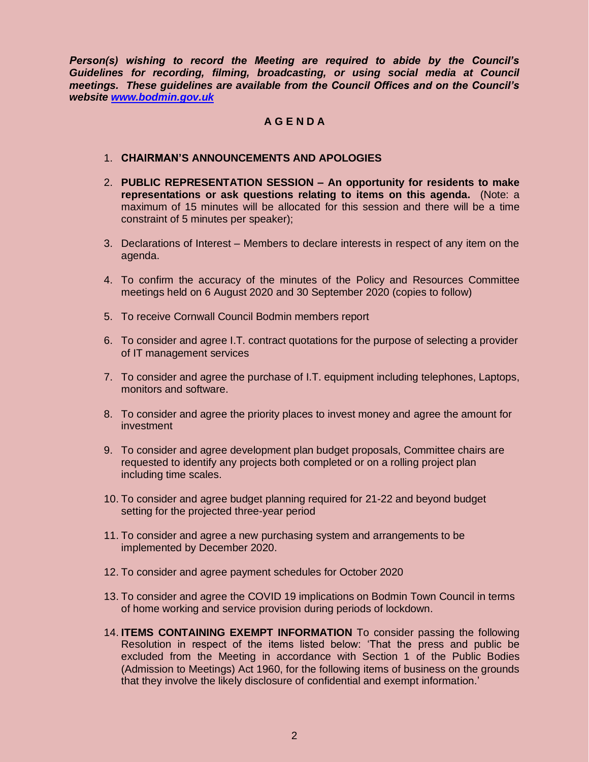***Person(s) wishing to record the Meeting are required to abide by the Council's Guidelines for recording, filming, broadcasting, or using social media at Council meetings. These guidelines are available from the Council Offices and on the Council's website [www.bodmin.gov.uk](www.bodmin.gov.uk)***

## A G E N D A

1. **CHAIRMAN'S ANNOUNCEMENTS AND APOLOGIES**
2. **PUBLIC REPRESENTATION SESSION – An opportunity for residents to make representations or ask questions relating to items on this agenda.** (Note: a maximum of 15 minutes will be allocated for this session and there will be a time constraint of 5 minutes per speaker);
3. Declarations of Interest – Members to declare interests in respect of any item on the agenda.
4. To confirm the accuracy of the minutes of the Policy and Resources Committee meetings held on 6 August 2020 and 30 September 2020 (copies to follow)
5. To receive Cornwall Council Bodmin members report
6. To consider and agree I.T. contract quotations for the purpose of selecting a provider of IT management services
7. To consider and agree the purchase of I.T. equipment including telephones, Laptops, monitors and software.
8. To consider and agree the priority places to invest money and agree the amount for investment
9. To consider and agree development plan budget proposals, Committee chairs are requested to identify any projects both completed or on a rolling project plan including time scales.
10. To consider and agree budget planning required for 21-22 and beyond budget setting for the projected three-year period
11. To consider and agree a new purchasing system and arrangements to be implemented by December 2020.
12. To consider and agree payment schedules for October 2020
13. To consider and agree the COVID 19 implications on Bodmin Town Council in terms of home working and service provision during periods of lockdown.
14. **ITEMS CONTAINING EXEMPT INFORMATION** To consider passing the following Resolution in respect of the items listed below: 'That the press and public be excluded from the Meeting in accordance with Section 1 of the Public Bodies (Admission to Meetings) Act 1960, for the following items of business on the grounds that they involve the likely disclosure of confidential and exempt information.'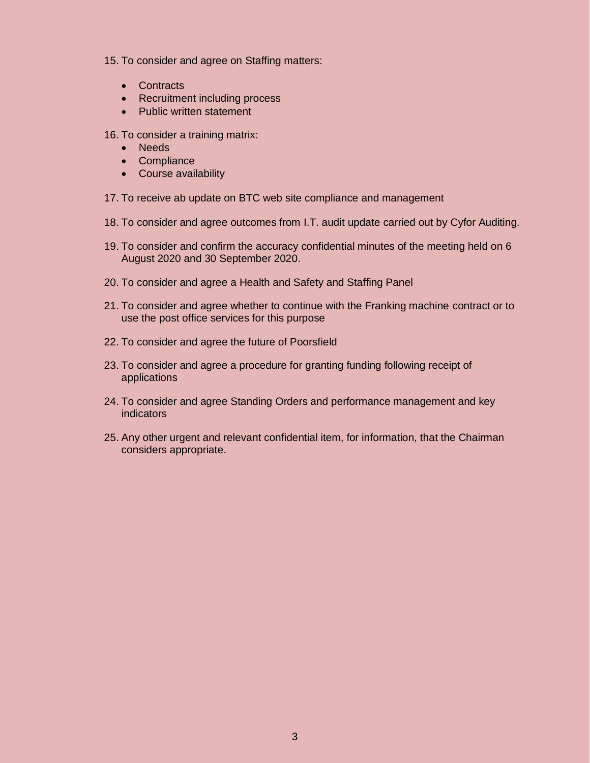15. To consider and agree on Staffing matters:
    - Contracts
    - Recruitment including process
    - Public written statement

16. To consider a training matrix:
    - Needs
    - Compliance
    - Course availability

17. To receive ab update on BTC web site compliance and management

18. To consider and agree outcomes from I.T. audit update carried out by Cyfor Auditing.

19. To consider and confirm the accuracy confidential minutes of the meeting held on 6 August 2020 and 30 September 2020.

20. To consider and agree a Health and Safety and Staffing Panel

21. To consider and agree whether to continue with the Franking machine contract or to use the post office services for this purpose

22. To consider and agree the future of Poorsfield

23. To consider and agree a procedure for granting funding following receipt of applications

24. To consider and agree Standing Orders and performance management and key indicators

25. Any other urgent and relevant confidential item, for information, that the Chairman considers appropriate.